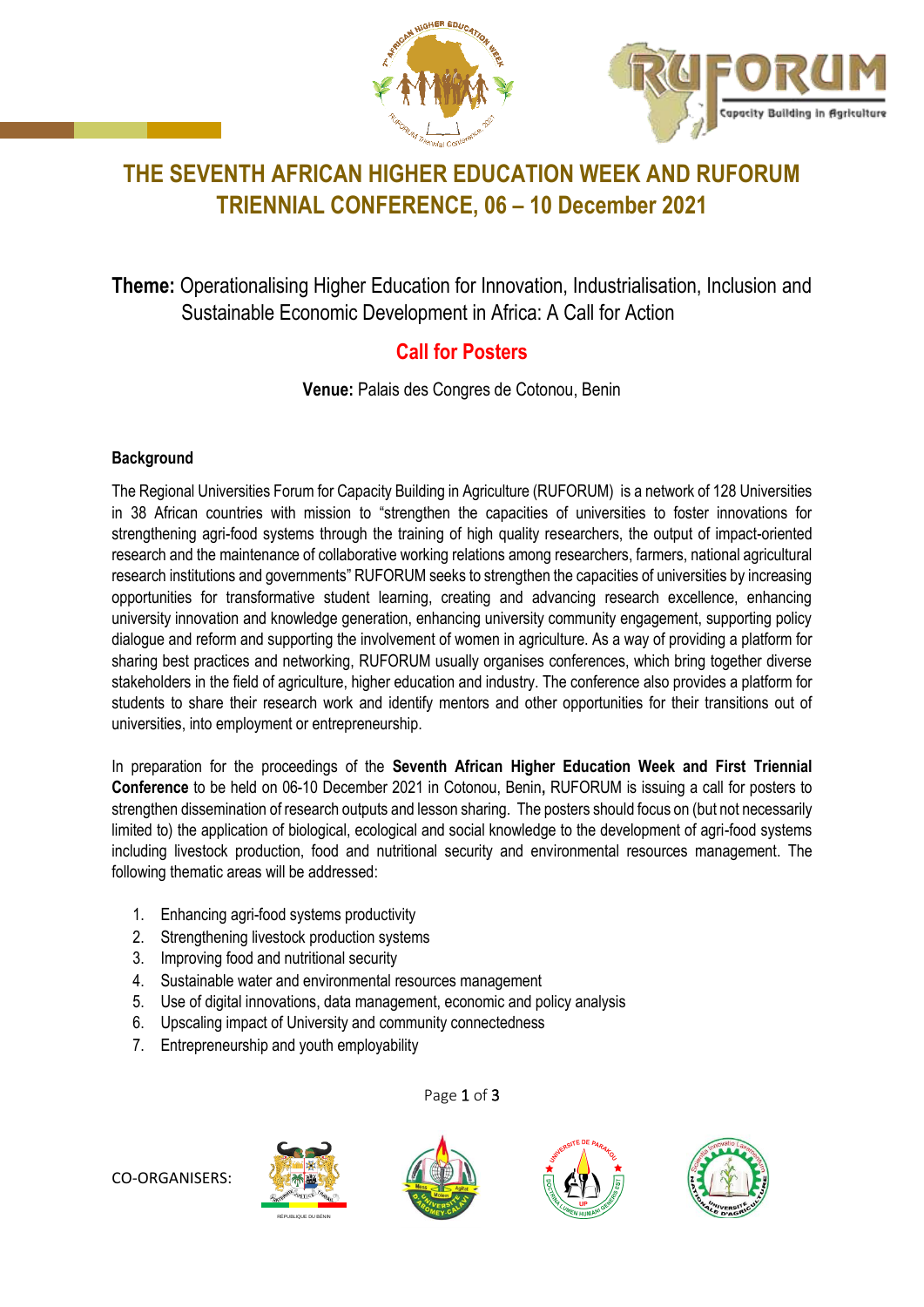# THE SEVENTH AFRICAN HIGHER EDUCATION WEEK AND RUFORUM TRIENNIAL CONFERENCE, 06 – 10 December 2021

**Theme:** Operationalising Higher Education for Innovation, Industrialisation, Inclusion and Sustainable Economic Development in Africa: A Call for Action

## Call for Posters

**Venue:** Palais des Congres de Cotonou, Benin

### Background

The Regional Universities Forum for Capacity Building in Agriculture (RUFORUM) is a network of 128 Universities in 38 African countries with mission to "strengthen the capacities of universities to foster innovations for strengthening agri-food systems through the training of high quality researchers, the output of impact-oriented research and the maintenance of collaborative working relations among researchers, farmers, national agricultural research institutions and governments" RUFORUM seeks to strengthen the capacities of universities by increasing opportunities for transformative student learning, creating and advancing research excellence, enhancing university innovation and knowledge generation, enhancing university community engagement, supporting policy dialogue and reform and supporting the involvement of women in agriculture. As a way of providing a platform for sharing best practices and networking, RUFORUM usually organises conferences, which bring together diverse stakeholders in the field of agriculture, higher education and industry. The conference also provides a platform for students to share their research work and identify mentors and other opportunities for their transitions out of universities, into employment or entrepreneurship.

In preparation for the proceedings of the **Seventh African Higher Education Week and First Triennial Conference** to be held on 06-10 December 2021 in Cotonou, Benin**,** RUFORUM is issuing a call for posters to strengthen dissemination of research outputs and lesson sharing. The posters should focus on (but not necessarily limited to) the application of biological, ecological and social knowledge to the development of agri-food systems including livestock production, food and nutritional security and environmental resources management. The following thematic areas will be addressed:

1. Enhancing agri-food systems productivity
2. Strengthening livestock production systems
3. Improving food and nutritional security
4. Sustainable water and environmental resources management
5. Use of digital innovations, data management, economic and policy analysis
6. Upscaling impact of University and community connectedness
7. Entrepreneurship and youth employability

CO-ORGANISERS: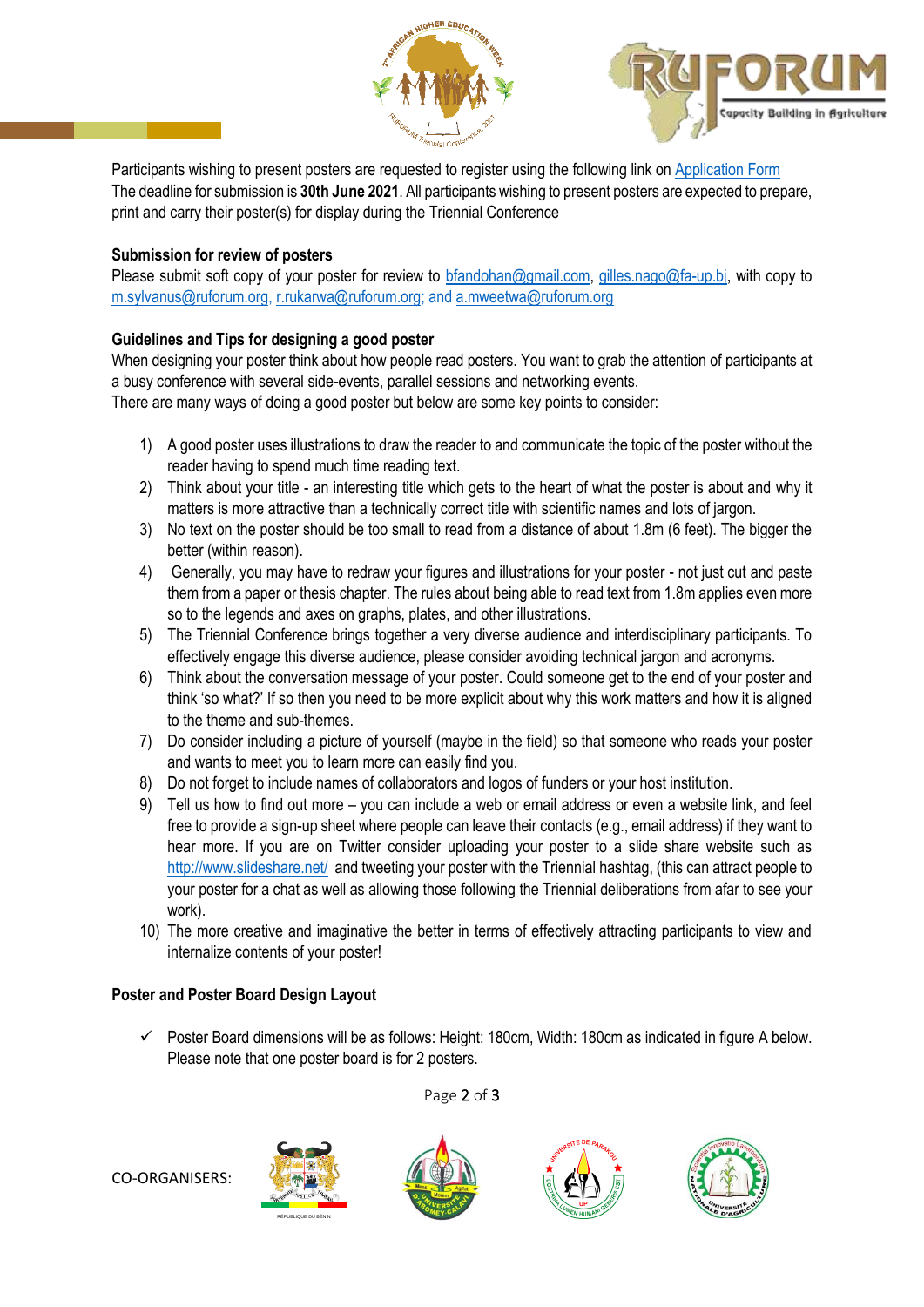Participants wishing to present posters are requested to register using the following link on [Application Form](Application Form)
The deadline for submission is **30th June 2021**. All participants wishing to present posters are expected to prepare, print and carry their poster(s) for display during the Triennial Conference

**Submission for review of posters**

Please submit soft copy of your poster for review to bfandohan@gmail.com, gilles.nago@fa-up.bj, with copy to m.sylvanus@ruforum.org, r.rukarwa@ruforum.org; and a.mweetwa@ruforum.org

**Guidelines and Tips for designing a good poster**

When designing your poster think about how people read posters. You want to grab the attention of participants at a busy conference with several side-events, parallel sessions and networking events.
There are many ways of doing a good poster but below are some key points to consider:

1) A good poster uses illustrations to draw the reader to and communicate the topic of the poster without the reader having to spend much time reading text.
2) Think about your title - an interesting title which gets to the heart of what the poster is about and why it matters is more attractive than a technically correct title with scientific names and lots of jargon.
3) No text on the poster should be too small to read from a distance of about 1.8m (6 feet). The bigger the better (within reason).
4) Generally, you may have to redraw your figures and illustrations for your poster - not just cut and paste them from a paper or thesis chapter. The rules about being able to read text from 1.8m applies even more so to the legends and axes on graphs, plates, and other illustrations.
5) The Triennial Conference brings together a very diverse audience and interdisciplinary participants. To effectively engage this diverse audience, please consider avoiding technical jargon and acronyms.
6) Think about the conversation message of your poster. Could someone get to the end of your poster and think 'so what?' If so then you need to be more explicit about why this work matters and how it is aligned to the theme and sub-themes.
7) Do consider including a picture of yourself (maybe in the field) so that someone who reads your poster and wants to meet you to learn more can easily find you.
8) Do not forget to include names of collaborators and logos of funders or your host institution.
9) Tell us how to find out more – you can include a web or email address or even a website link, and feel free to provide a sign-up sheet where people can leave their contacts (e.g., email address) if they want to hear more. If you are on Twitter consider uploading your poster to a slide share website such as http://www.slideshare.net/ and tweeting your poster with the Triennial hashtag, (this can attract people to your poster for a chat as well as allowing those following the Triennial deliberations from afar to see your work).
10) The more creative and imaginative the better in terms of effectively attracting participants to view and internalize contents of your poster!

**Poster and Poster Board Design Layout**

- ✓ Poster Board dimensions will be as follows: Height: 180cm, Width: 180cm as indicated in figure A below. Please note that one poster board is for 2 posters.

CO-ORGANISERS: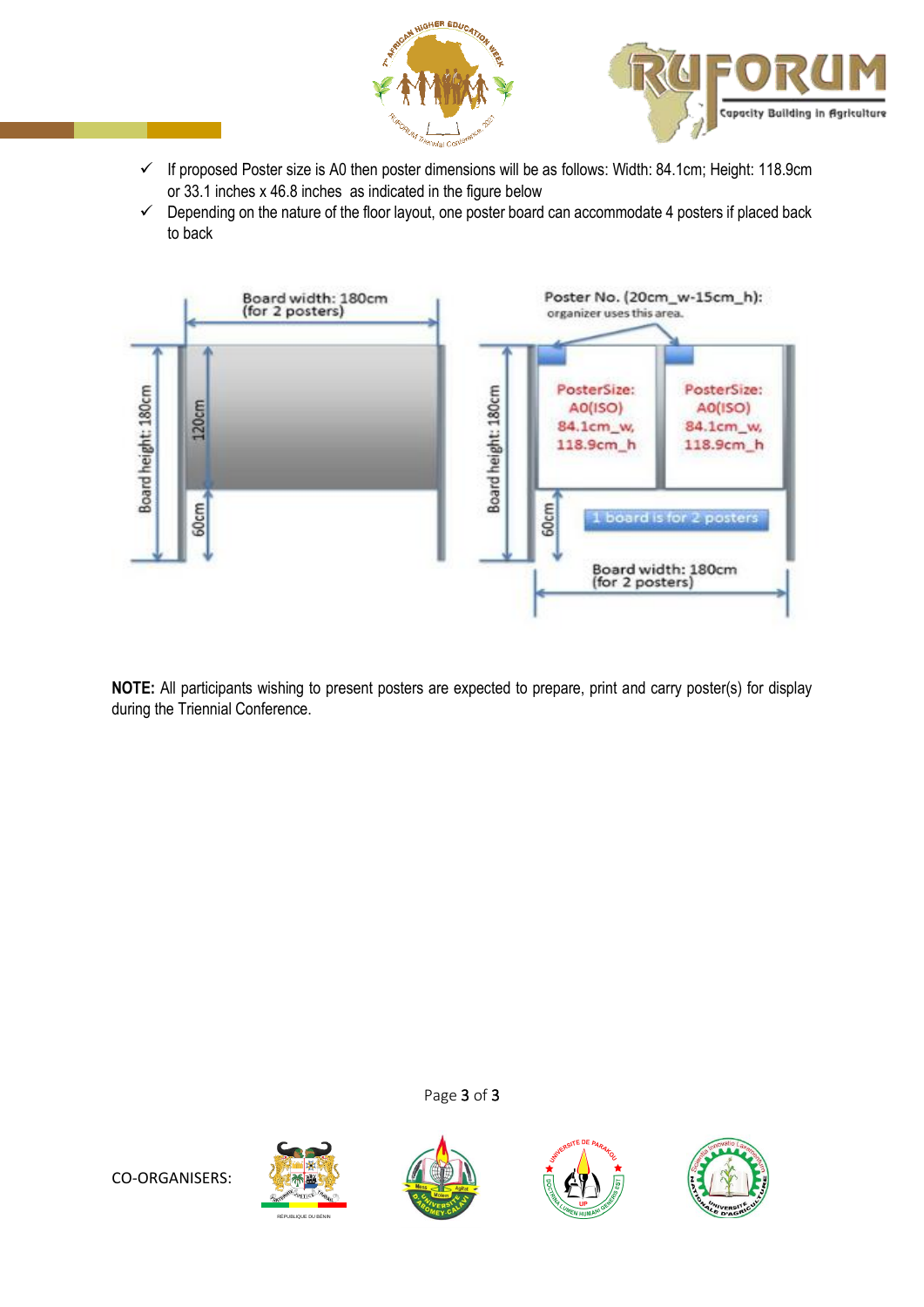- ✓ If proposed Poster size is A0 then poster dimensions will be as follows: Width: 84.1cm; Height: 118.9cm or 33.1 inches x 46.8 inches as indicated in the figure below
- ✓ Depending on the nature of the floor layout, one poster board can accommodate 4 posters if placed back to back

Board width: 180cm
(for 2 posters)

Board height: 180cm

120cm

60cm

Poster No. (20cm_w-15cm_h):
organizer uses this area.

PosterSize:
A0(ISO)
84.1cm_w,
118.9cm_h

PosterSize:
A0(ISO)
84.1cm_w,
118.9cm_h

Board height: 180cm

60cm

1 board is for 2 posters

Board width: 180cm
(for 2 posters)

**NOTE:** All participants wishing to present posters are expected to prepare, print and carry poster(s) for display during the Triennial Conference.

CO-ORGANISERS: